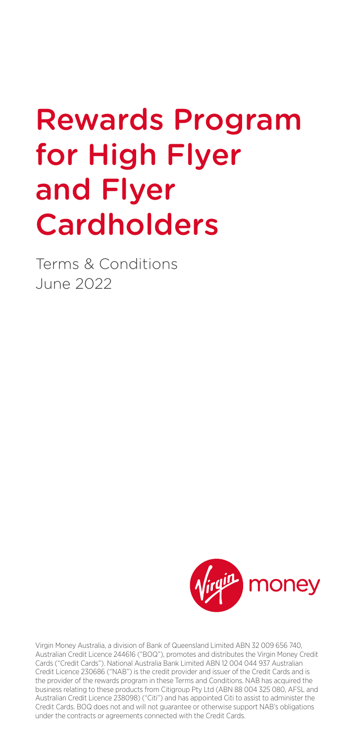# Rewards Program for High Flyer and Flyer Cardholders

Terms & Conditions
June 2022

Virgin Money Australia, a division of Bank of Queensland Limited ABN 32 009 656 740, Australian Credit Licence 244616 ("BOQ"), promotes and distributes the Virgin Money Credit Cards ("Credit Cards"). National Australia Bank Limited ABN 12 004 044 937 Australian Credit Licence 230686 ("NAB") is the credit provider and issuer of the Credit Cards and is the provider of the rewards program in these Terms and Conditions. NAB has acquired the business relating to these products from Citigroup Pty Ltd (ABN 88 004 325 080, AFSL and Australian Credit Licence 238098) ("Citi") and has appointed Citi to assist to administer the Credit Cards. BOQ does not and will not guarantee or otherwise support NAB's obligations under the contracts or agreements connected with the Credit Cards.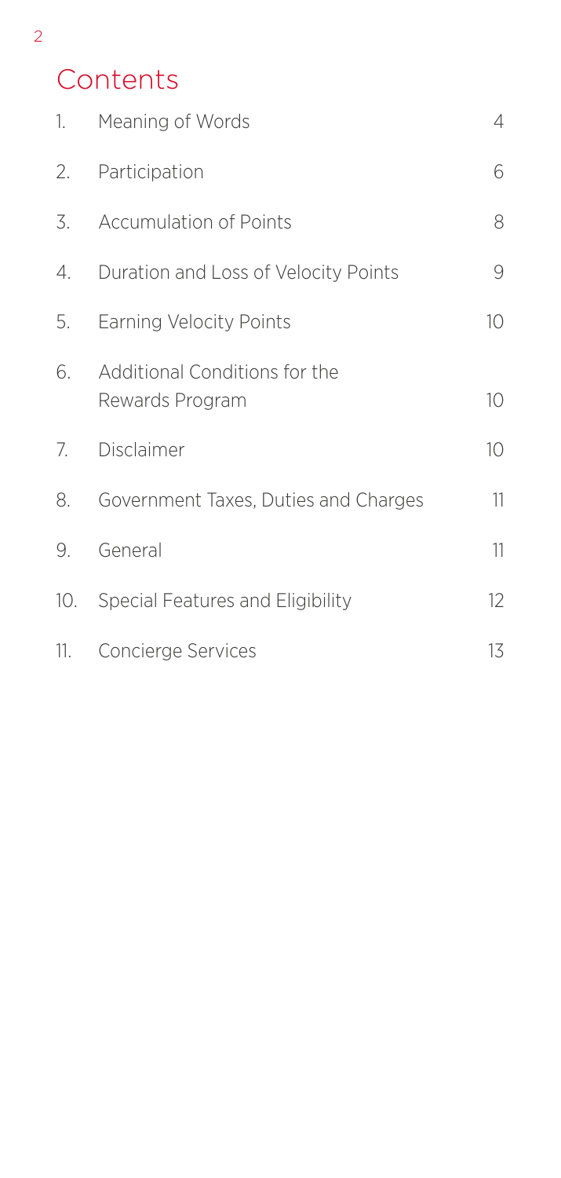# Contents

| | | |
|---|---|---|
| 1. | Meaning of Words | 4 |
| 2. | Participation | 6 |
| 3. | Accumulation of Points | 8 |
| 4. | Duration and Loss of Velocity Points | 9 |
| 5. | Earning Velocity Points | 10 |
| 6. | Additional Conditions for the Rewards Program | 10 |
| 7. | Disclaimer | 10 |
| 8. | Government Taxes, Duties and Charges | 11 |
| 9. | General | 11 |
| 10. | Special Features and Eligibility | 12 |
| 11. | Concierge Services | 13 |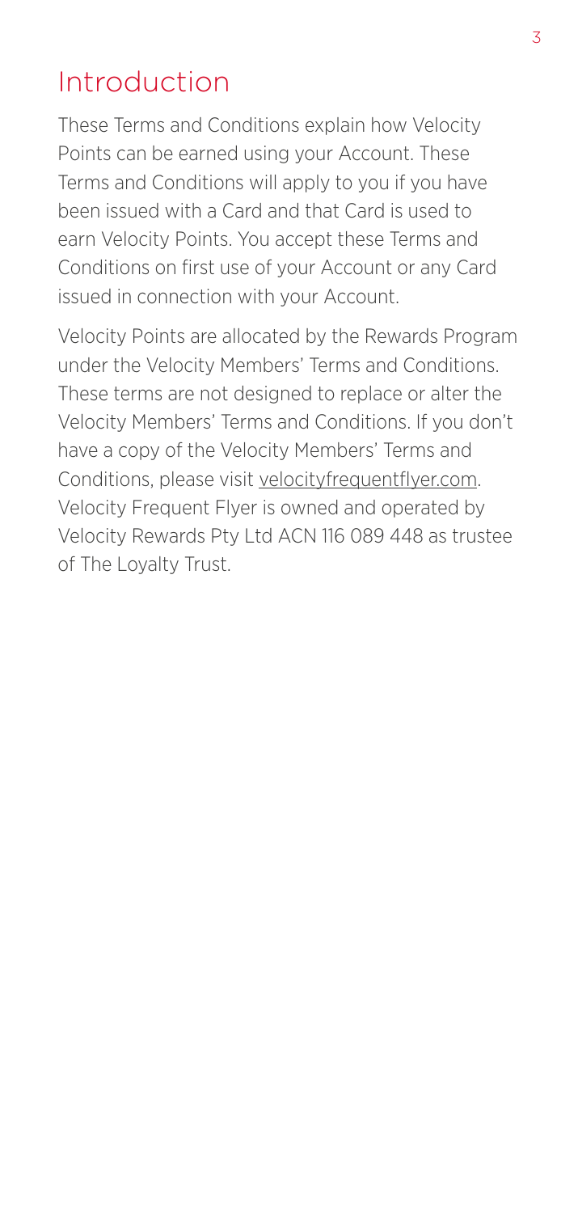# Introduction

These Terms and Conditions explain how Velocity Points can be earned using your Account. These Terms and Conditions will apply to you if you have been issued with a Card and that Card is used to earn Velocity Points. You accept these Terms and Conditions on first use of your Account or any Card issued in connection with your Account.

Velocity Points are allocated by the Rewards Program under the Velocity Members' Terms and Conditions. These terms are not designed to replace or alter the Velocity Members' Terms and Conditions. If you don't have a copy of the Velocity Members' Terms and Conditions, please visit velocityfrequentflyer.com. Velocity Frequent Flyer is owned and operated by Velocity Rewards Pty Ltd ACN 116 089 448 as trustee of The Loyalty Trust.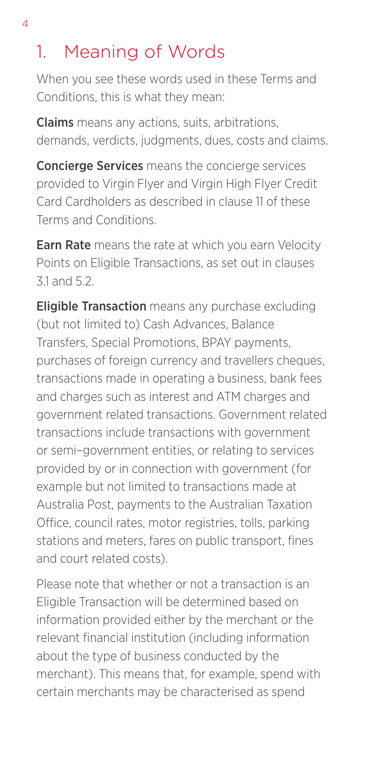# 1. Meaning of Words

When you see these words used in these Terms and Conditions, this is what they mean:

**Claims** means any actions, suits, arbitrations, demands, verdicts, judgments, dues, costs and claims.

**Concierge Services** means the concierge services provided to Virgin Flyer and Virgin High Flyer Credit Card Cardholders as described in clause 11 of these Terms and Conditions.

**Earn Rate** means the rate at which you earn Velocity Points on Eligible Transactions, as set out in clauses 3.1 and 5.2.

**Eligible Transaction** means any purchase excluding (but not limited to) Cash Advances, Balance Transfers, Special Promotions, BPAY payments, purchases of foreign currency and travellers cheques, transactions made in operating a business, bank fees and charges such as interest and ATM charges and government related transactions. Government related transactions include transactions with government or semi–government entities, or relating to services provided by or in connection with government (for example but not limited to transactions made at Australia Post, payments to the Australian Taxation Office, council rates, motor registries, tolls, parking stations and meters, fares on public transport, fines and court related costs).

Please note that whether or not a transaction is an Eligible Transaction will be determined based on information provided either by the merchant or the relevant financial institution (including information about the type of business conducted by the merchant). This means that, for example, spend with certain merchants may be characterised as spend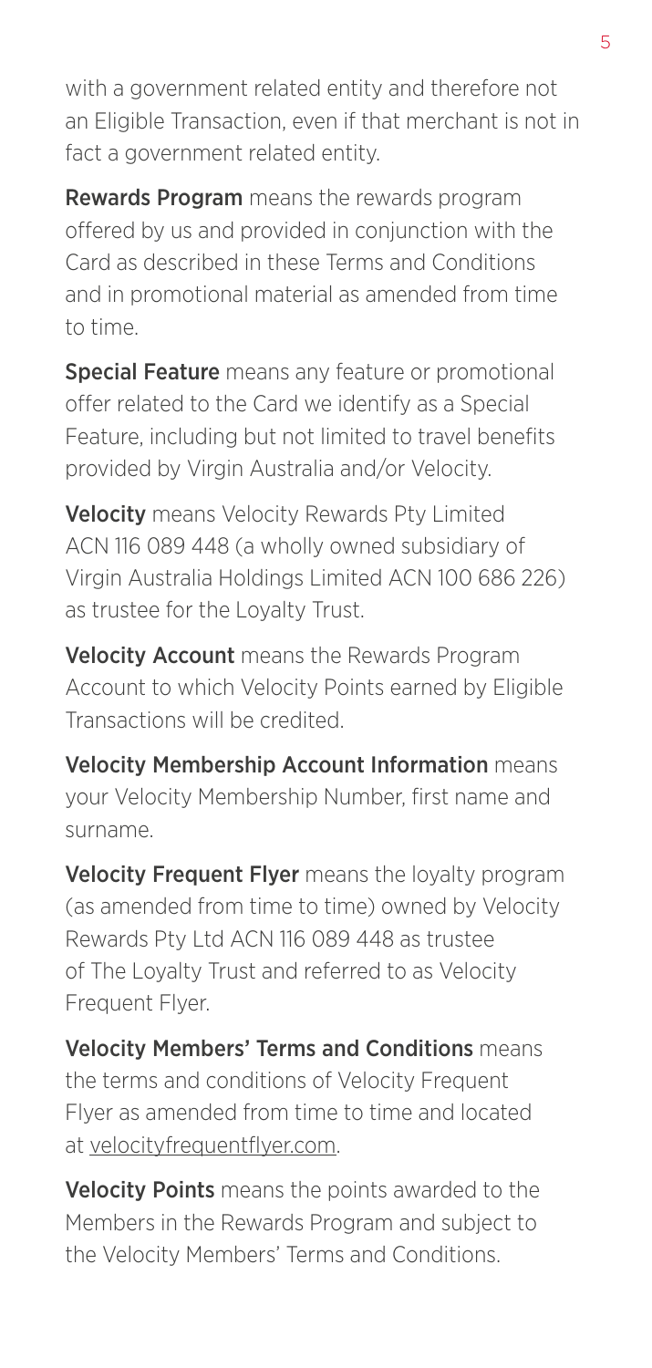with a government related entity and therefore not an Eligible Transaction, even if that merchant is not in fact a government related entity.

**Rewards Program** means the rewards program offered by us and provided in conjunction with the Card as described in these Terms and Conditions and in promotional material as amended from time to time.

**Special Feature** means any feature or promotional offer related to the Card we identify as a Special Feature, including but not limited to travel benefits provided by Virgin Australia and/or Velocity.

**Velocity** means Velocity Rewards Pty Limited ACN 116 089 448 (a wholly owned subsidiary of Virgin Australia Holdings Limited ACN 100 686 226) as trustee for the Loyalty Trust.

**Velocity Account** means the Rewards Program Account to which Velocity Points earned by Eligible Transactions will be credited.

**Velocity Membership Account Information** means your Velocity Membership Number, first name and surname.

**Velocity Frequent Flyer** means the loyalty program (as amended from time to time) owned by Velocity Rewards Pty Ltd ACN 116 089 448 as trustee of The Loyalty Trust and referred to as Velocity Frequent Flyer.

**Velocity Members' Terms and Conditions** means the terms and conditions of Velocity Frequent Flyer as amended from time to time and located at velocityfrequentflyer.com.

**Velocity Points** means the points awarded to the Members in the Rewards Program and subject to the Velocity Members' Terms and Conditions.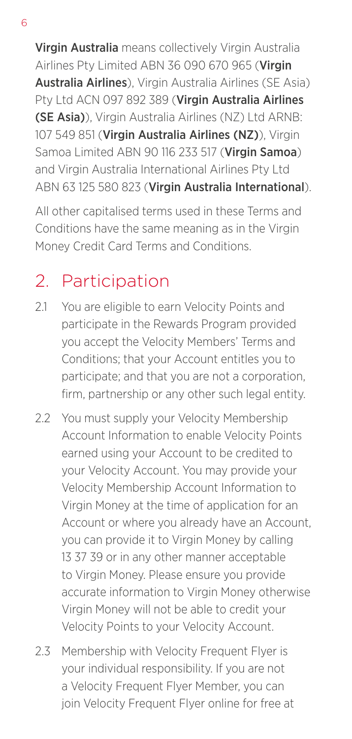**Virgin Australia** means collectively Virgin Australia Airlines Pty Limited ABN 36 090 670 965 (**Virgin Australia Airlines**), Virgin Australia Airlines (SE Asia) Pty Ltd ACN 097 892 389 (**Virgin Australia Airlines (SE Asia)**), Virgin Australia Airlines (NZ) Ltd ARNB: 107 549 851 (**Virgin Australia Airlines (NZ)**), Virgin Samoa Limited ABN 90 116 233 517 (**Virgin Samoa**) and Virgin Australia International Airlines Pty Ltd ABN 63 125 580 823 (**Virgin Australia International**).

All other capitalised terms used in these Terms and Conditions have the same meaning as in the Virgin Money Credit Card Terms and Conditions.

## 2. Participation

2.1 You are eligible to earn Velocity Points and participate in the Rewards Program provided you accept the Velocity Members' Terms and Conditions; that your Account entitles you to participate; and that you are not a corporation, firm, partnership or any other such legal entity.

2.2 You must supply your Velocity Membership Account Information to enable Velocity Points earned using your Account to be credited to your Velocity Account. You may provide your Velocity Membership Account Information to Virgin Money at the time of application for an Account or where you already have an Account, you can provide it to Virgin Money by calling 13 37 39 or in any other manner acceptable to Virgin Money. Please ensure you provide accurate information to Virgin Money otherwise Virgin Money will not be able to credit your Velocity Points to your Velocity Account.

2.3 Membership with Velocity Frequent Flyer is your individual responsibility. If you are not a Velocity Frequent Flyer Member, you can join Velocity Frequent Flyer online for free at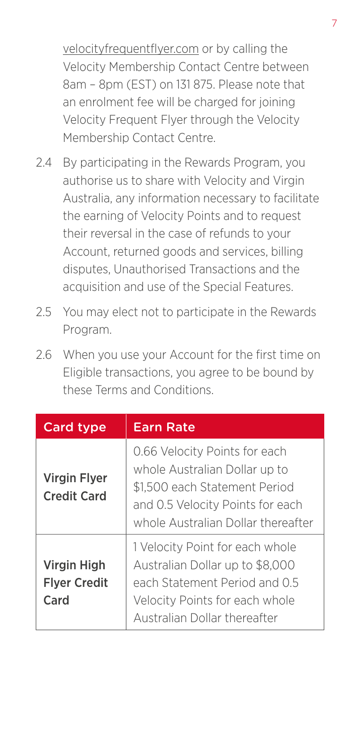velocityfrequentflyer.com or by calling the Velocity Membership Contact Centre between 8am – 8pm (EST) on 131 875. Please note that an enrolment fee will be charged for joining Velocity Frequent Flyer through the Velocity Membership Contact Centre.

2.4 By participating in the Rewards Program, you authorise us to share with Velocity and Virgin Australia, any information necessary to facilitate the earning of Velocity Points and to request their reversal in the case of refunds to your Account, returned goods and services, billing disputes, Unauthorised Transactions and the acquisition and use of the Special Features.

2.5 You may elect not to participate in the Rewards Program.

2.6 When you use your Account for the first time on Eligible transactions, you agree to be bound by these Terms and Conditions.

| Card type | Earn Rate |
|---|---|
| **Virgin Flyer Credit Card** | 0.66 Velocity Points for each whole Australian Dollar up to $1,500 each Statement Period and 0.5 Velocity Points for each whole Australian Dollar thereafter |
| **Virgin High Flyer Credit Card** | 1 Velocity Point for each whole Australian Dollar up to $8,000 each Statement Period and 0.5 Velocity Points for each whole Australian Dollar thereafter |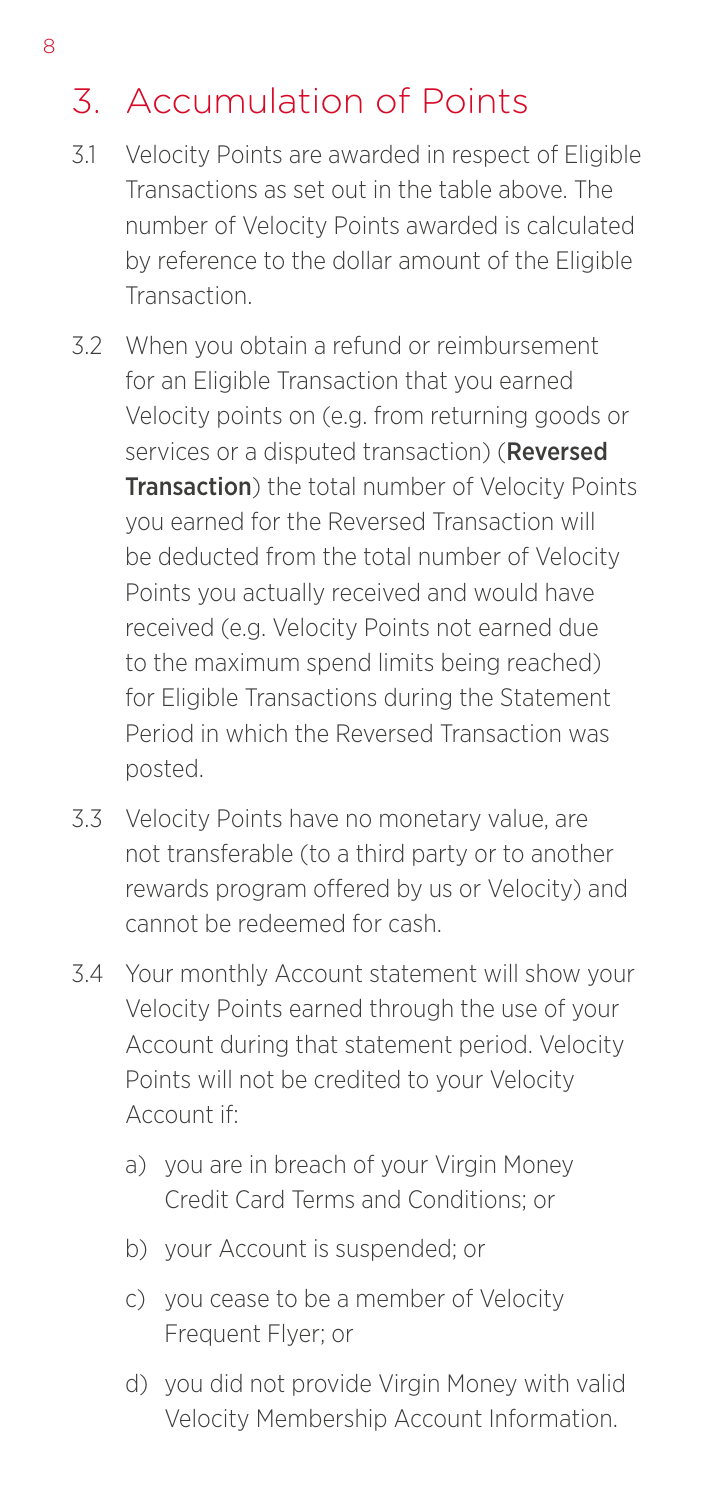## 3. Accumulation of Points

3.1 Velocity Points are awarded in respect of Eligible Transactions as set out in the table above. The number of Velocity Points awarded is calculated by reference to the dollar amount of the Eligible Transaction.

3.2 When you obtain a refund or reimbursement for an Eligible Transaction that you earned Velocity points on (e.g. from returning goods or services or a disputed transaction) (**Reversed Transaction**) the total number of Velocity Points you earned for the Reversed Transaction will be deducted from the total number of Velocity Points you actually received and would have received (e.g. Velocity Points not earned due to the maximum spend limits being reached) for Eligible Transactions during the Statement Period in which the Reversed Transaction was posted.

3.3 Velocity Points have no monetary value, are not transferable (to a third party or to another rewards program offered by us or Velocity) and cannot be redeemed for cash.

3.4 Your monthly Account statement will show your Velocity Points earned through the use of your Account during that statement period. Velocity Points will not be credited to your Velocity Account if:

a) you are in breach of your Virgin Money Credit Card Terms and Conditions; or

b) your Account is suspended; or

c) you cease to be a member of Velocity Frequent Flyer; or

d) you did not provide Virgin Money with valid Velocity Membership Account Information.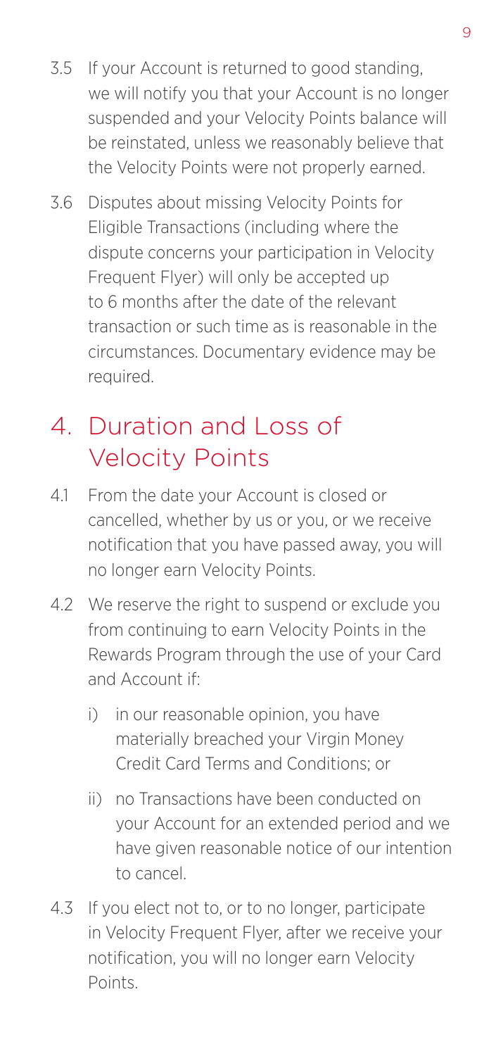3.5 If your Account is returned to good standing, we will notify you that your Account is no longer suspended and your Velocity Points balance will be reinstated, unless we reasonably believe that the Velocity Points were not properly earned.

3.6 Disputes about missing Velocity Points for Eligible Transactions (including where the dispute concerns your participation in Velocity Frequent Flyer) will only be accepted up to 6 months after the date of the relevant transaction or such time as is reasonable in the circumstances. Documentary evidence may be required.

## 4. Duration and Loss of Velocity Points

4.1 From the date your Account is closed or cancelled, whether by us or you, or we receive notification that you have passed away, you will no longer earn Velocity Points.

4.2 We reserve the right to suspend or exclude you from continuing to earn Velocity Points in the Rewards Program through the use of your Card and Account if:

   i) in our reasonable opinion, you have materially breached your Virgin Money Credit Card Terms and Conditions; or

   ii) no Transactions have been conducted on your Account for an extended period and we have given reasonable notice of our intention to cancel.

4.3 If you elect not to, or to no longer, participate in Velocity Frequent Flyer, after we receive your notification, you will no longer earn Velocity Points.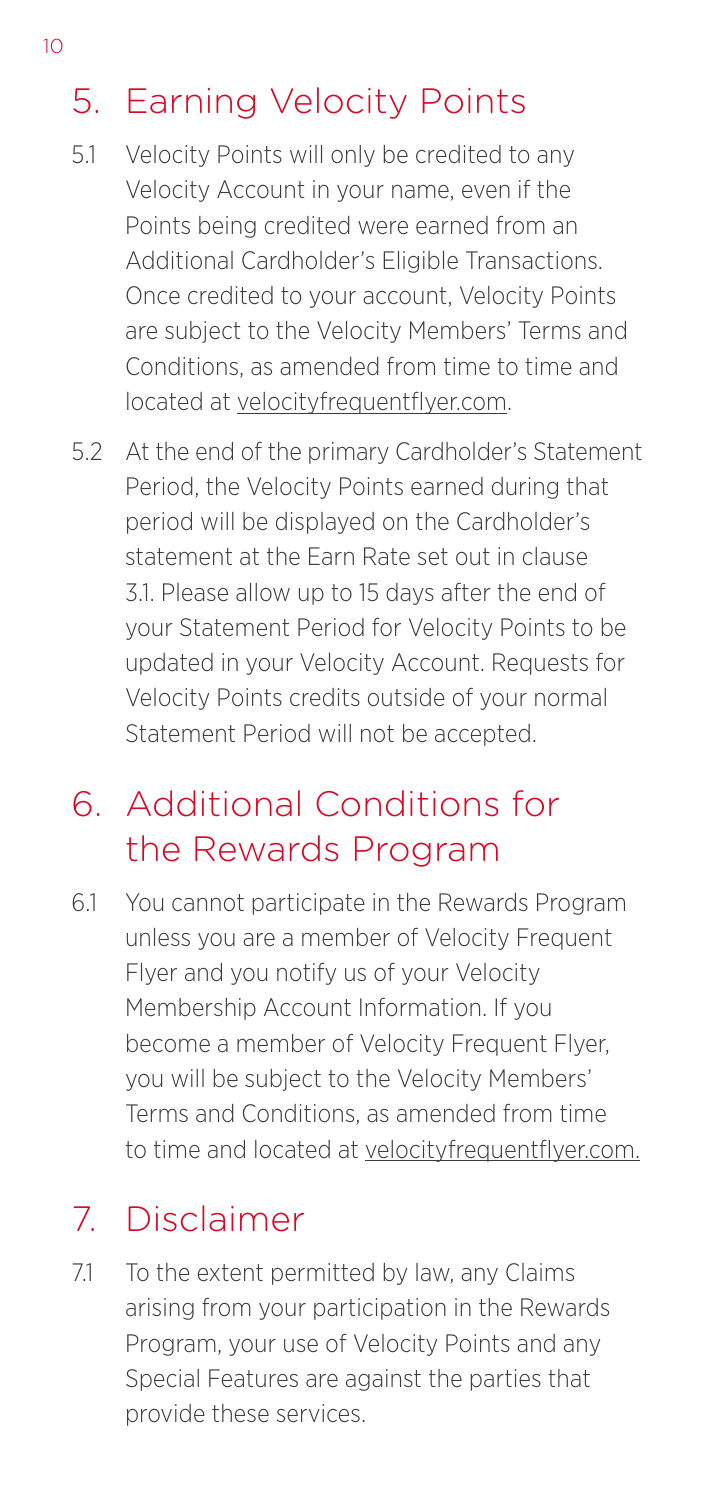## 5. Earning Velocity Points

5.1 Velocity Points will only be credited to any Velocity Account in your name, even if the Points being credited were earned from an Additional Cardholder's Eligible Transactions. Once credited to your account, Velocity Points are subject to the Velocity Members' Terms and Conditions, as amended from time to time and located at velocityfrequentflyer.com.

5.2 At the end of the primary Cardholder's Statement Period, the Velocity Points earned during that period will be displayed on the Cardholder's statement at the Earn Rate set out in clause 3.1. Please allow up to 15 days after the end of your Statement Period for Velocity Points to be updated in your Velocity Account. Requests for Velocity Points credits outside of your normal Statement Period will not be accepted.

## 6. Additional Conditions for the Rewards Program

6.1 You cannot participate in the Rewards Program unless you are a member of Velocity Frequent Flyer and you notify us of your Velocity Membership Account Information. If you become a member of Velocity Frequent Flyer, you will be subject to the Velocity Members' Terms and Conditions, as amended from time to time and located at velocityfrequentflyer.com.

## 7. Disclaimer

7.1 To the extent permitted by law, any Claims arising from your participation in the Rewards Program, your use of Velocity Points and any Special Features are against the parties that provide these services.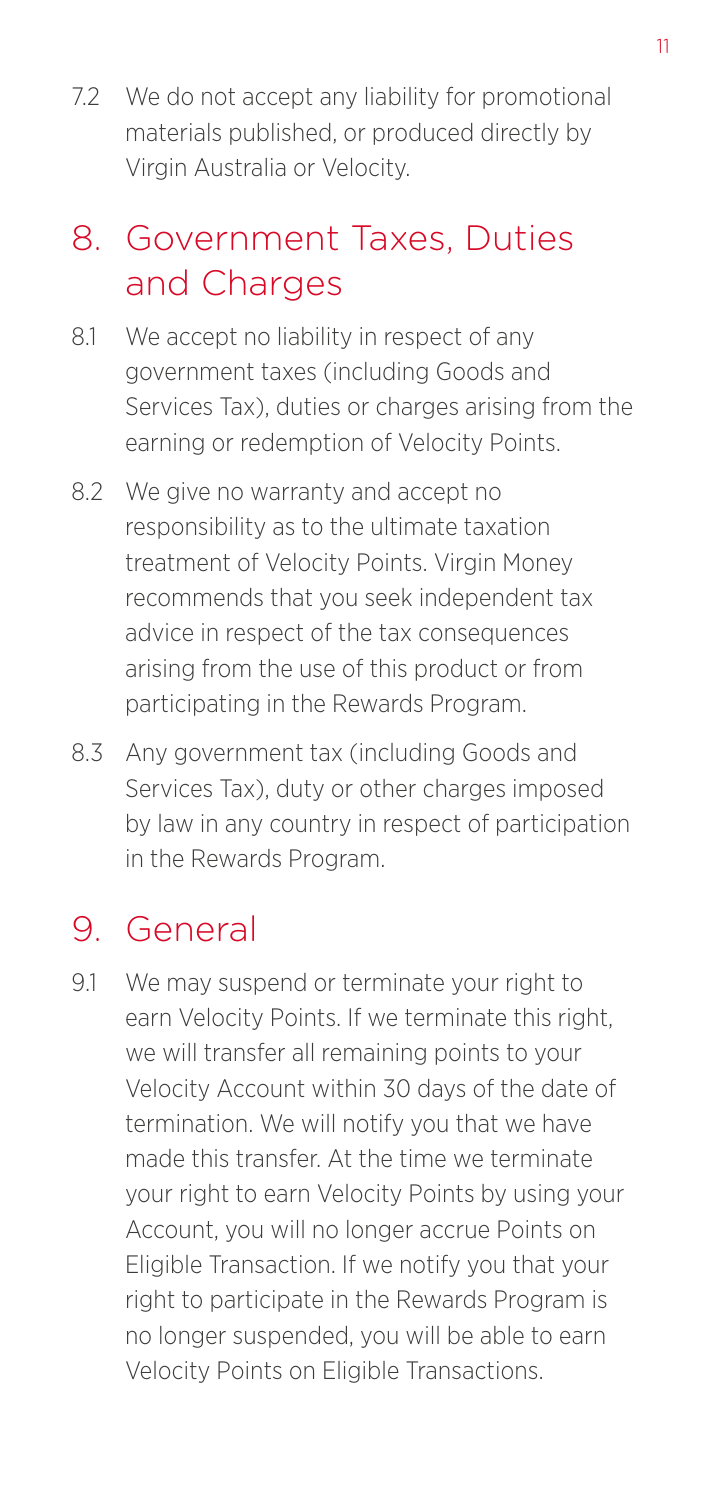7.2 We do not accept any liability for promotional materials published, or produced directly by Virgin Australia or Velocity.

## 8. Government Taxes, Duties and Charges

8.1 We accept no liability in respect of any government taxes (including Goods and Services Tax), duties or charges arising from the earning or redemption of Velocity Points.

8.2 We give no warranty and accept no responsibility as to the ultimate taxation treatment of Velocity Points. Virgin Money recommends that you seek independent tax advice in respect of the tax consequences arising from the use of this product or from participating in the Rewards Program.

8.3 Any government tax (including Goods and Services Tax), duty or other charges imposed by law in any country in respect of participation in the Rewards Program.

## 9. General

9.1 We may suspend or terminate your right to earn Velocity Points. If we terminate this right, we will transfer all remaining points to your Velocity Account within 30 days of the date of termination. We will notify you that we have made this transfer. At the time we terminate your right to earn Velocity Points by using your Account, you will no longer accrue Points on Eligible Transaction. If we notify you that your right to participate in the Rewards Program is no longer suspended, you will be able to earn Velocity Points on Eligible Transactions.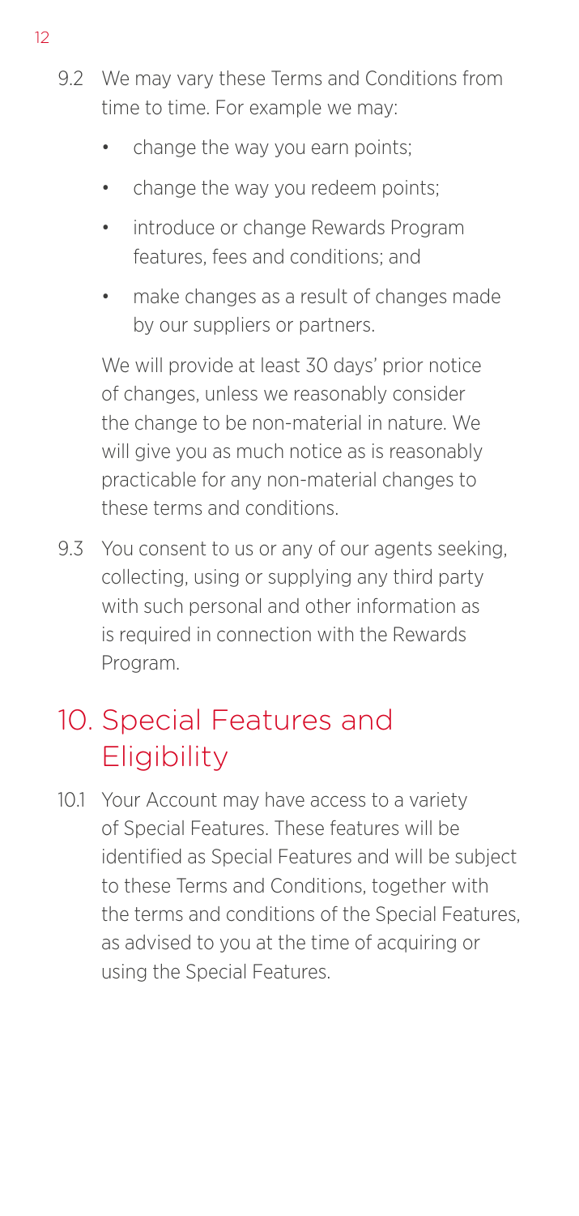9.2 We may vary these Terms and Conditions from time to time. For example we may:

- change the way you earn points;
- change the way you redeem points;
- introduce or change Rewards Program features, fees and conditions; and
- make changes as a result of changes made by our suppliers or partners.

We will provide at least 30 days' prior notice of changes, unless we reasonably consider the change to be non-material in nature. We will give you as much notice as is reasonably practicable for any non-material changes to these terms and conditions.

9.3 You consent to us or any of our agents seeking, collecting, using or supplying any third party with such personal and other information as is required in connection with the Rewards Program.

## 10. Special Features and Eligibility

10.1 Your Account may have access to a variety of Special Features. These features will be identified as Special Features and will be subject to these Terms and Conditions, together with the terms and conditions of the Special Features, as advised to you at the time of acquiring or using the Special Features.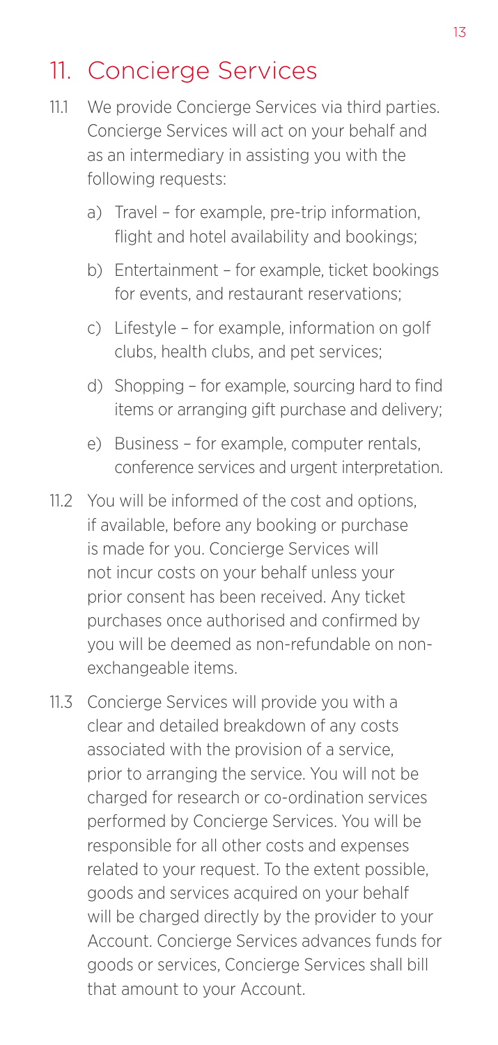## 11. Concierge Services

11.1 We provide Concierge Services via third parties. Concierge Services will act on your behalf and as an intermediary in assisting you with the following requests:

a) Travel – for example, pre-trip information, flight and hotel availability and bookings;

b) Entertainment – for example, ticket bookings for events, and restaurant reservations;

c) Lifestyle – for example, information on golf clubs, health clubs, and pet services;

d) Shopping – for example, sourcing hard to find items or arranging gift purchase and delivery;

e) Business – for example, computer rentals, conference services and urgent interpretation.

11.2 You will be informed of the cost and options, if available, before any booking or purchase is made for you. Concierge Services will not incur costs on your behalf unless your prior consent has been received. Any ticket purchases once authorised and confirmed by you will be deemed as non-refundable on non-exchangeable items.

11.3 Concierge Services will provide you with a clear and detailed breakdown of any costs associated with the provision of a service, prior to arranging the service. You will not be charged for research or co-ordination services performed by Concierge Services. You will be responsible for all other costs and expenses related to your request. To the extent possible, goods and services acquired on your behalf will be charged directly by the provider to your Account. Concierge Services advances funds for goods or services, Concierge Services shall bill that amount to your Account.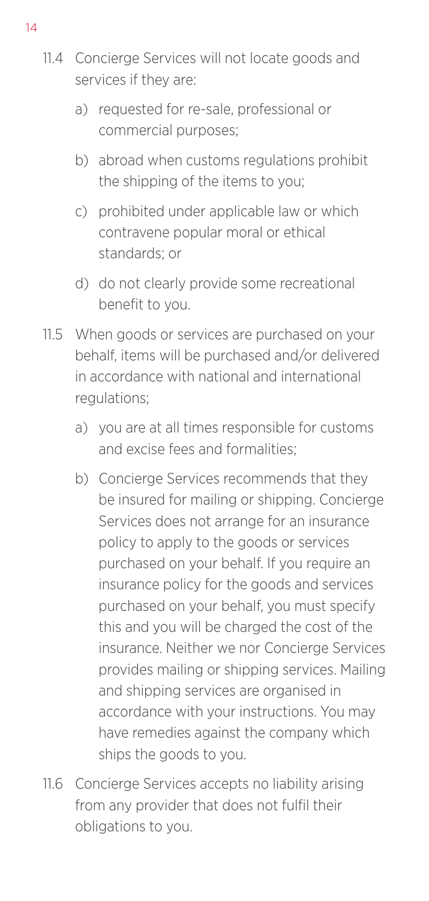11.4 Concierge Services will not locate goods and services if they are:

   a) requested for re-sale, professional or commercial purposes;

   b) abroad when customs regulations prohibit the shipping of the items to you;

   c) prohibited under applicable law or which contravene popular moral or ethical standards; or

   d) do not clearly provide some recreational benefit to you.

11.5 When goods or services are purchased on your behalf, items will be purchased and/or delivered in accordance with national and international regulations;

   a) you are at all times responsible for customs and excise fees and formalities;

   b) Concierge Services recommends that they be insured for mailing or shipping. Concierge Services does not arrange for an insurance policy to apply to the goods or services purchased on your behalf. If you require an insurance policy for the goods and services purchased on your behalf, you must specify this and you will be charged the cost of the insurance. Neither we nor Concierge Services provides mailing or shipping services. Mailing and shipping services are organised in accordance with your instructions. You may have remedies against the company which ships the goods to you.

11.6 Concierge Services accepts no liability arising from any provider that does not fulfil their obligations to you.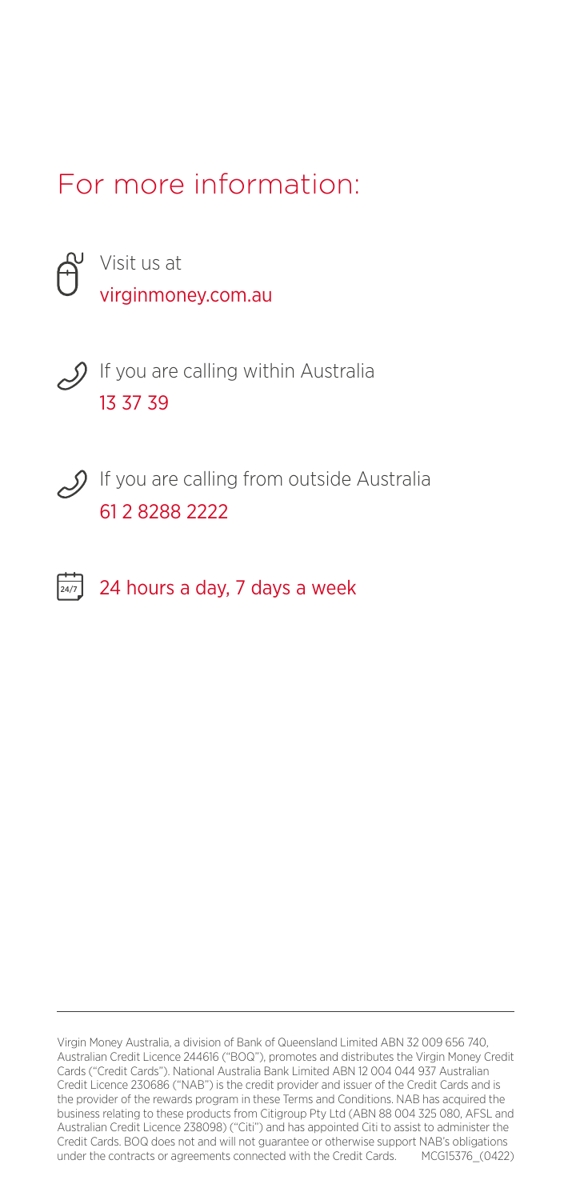# For more information:

Visit us at
virginmoney.com.au

If you are calling within Australia
13 37 39

If you are calling from outside Australia
61 2 8288 2222

24 hours a day, 7 days a week

---

Virgin Money Australia, a division of Bank of Queensland Limited ABN 32 009 656 740, Australian Credit Licence 244616 ("BOQ"), promotes and distributes the Virgin Money Credit Cards ("Credit Cards"). National Australia Bank Limited ABN 12 004 044 937 Australian Credit Licence 230686 ("NAB") is the credit provider and issuer of the Credit Cards and is the provider of the rewards program in these Terms and Conditions. NAB has acquired the business relating to these products from Citigroup Pty Ltd (ABN 88 004 325 080, AFSL and Australian Credit Licence 238098) ("Citi") and has appointed Citi to assist to administer the Credit Cards. BOQ does not and will not guarantee or otherwise support NAB's obligations under the contracts or agreements connected with the Credit Cards. MCG15376_(0422)